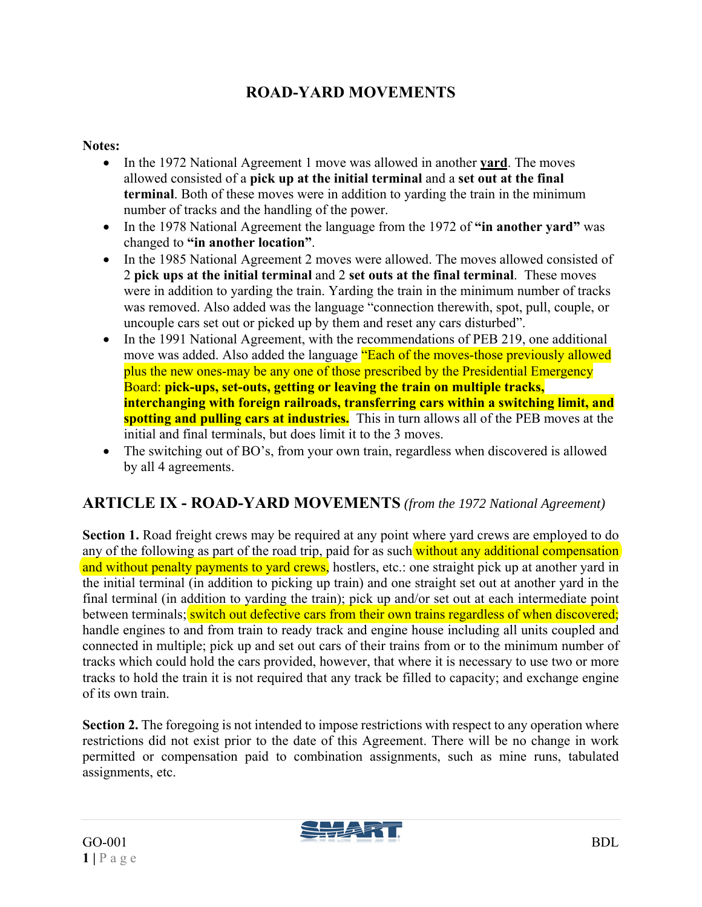# ROAD-YARD MOVEMENTS

**Notes:**

- In the 1972 National Agreement 1 move was allowed in another **yard**. The moves allowed consisted of a **pick up at the initial terminal** and a **set out at the final terminal**. Both of these moves were in addition to yarding the train in the minimum number of tracks and the handling of the power.
- In the 1978 National Agreement the language from the 1972 of **"in another yard"** was changed to **"in another location"**.
- In the 1985 National Agreement 2 moves were allowed. The moves allowed consisted of 2 **pick ups at the initial terminal** and 2 **set outs at the final terminal**. These moves were in addition to yarding the train. Yarding the train in the minimum number of tracks was removed. Also added was the language "connection therewith, spot, pull, couple, or uncouple cars set out or picked up by them and reset any cars disturbed".
- In the 1991 National Agreement, with the recommendations of PEB 219, one additional move was added. Also added the language "Each of the moves-those previously allowed plus the new ones-may be any one of those prescribed by the Presidential Emergency Board: **pick-ups, set-outs, getting or leaving the train on multiple tracks, interchanging with foreign railroads, transferring cars within a switching limit, and spotting and pulling cars at industries.** This in turn allows all of the PEB moves at the initial and final terminals, but does limit it to the 3 moves.
- The switching out of BO's, from your own train, regardless when discovered is allowed by all 4 agreements.

## ARTICLE IX - ROAD-YARD MOVEMENTS *(from the 1972 National Agreement)*

**Section 1.** Road freight crews may be required at any point where yard crews are employed to do any of the following as part of the road trip, paid for as such without any additional compensation and without penalty payments to yard crews, hostlers, etc.: one straight pick up at another yard in the initial terminal (in addition to picking up train) and one straight set out at another yard in the final terminal (in addition to yarding the train); pick up and/or set out at each intermediate point between terminals; switch out defective cars from their own trains regardless of when discovered; handle engines to and from train to ready track and engine house including all units coupled and connected in multiple; pick up and set out cars of their trains from or to the minimum number of tracks which could hold the cars provided, however, that where it is necessary to use two or more tracks to hold the train it is not required that any track be filled to capacity; and exchange engine of its own train.

**Section 2.** The foregoing is not intended to impose restrictions with respect to any operation where restrictions did not exist prior to the date of this Agreement. There will be no change in work permitted or compensation paid to combination assignments, such as mine runs, tabulated assignments, etc.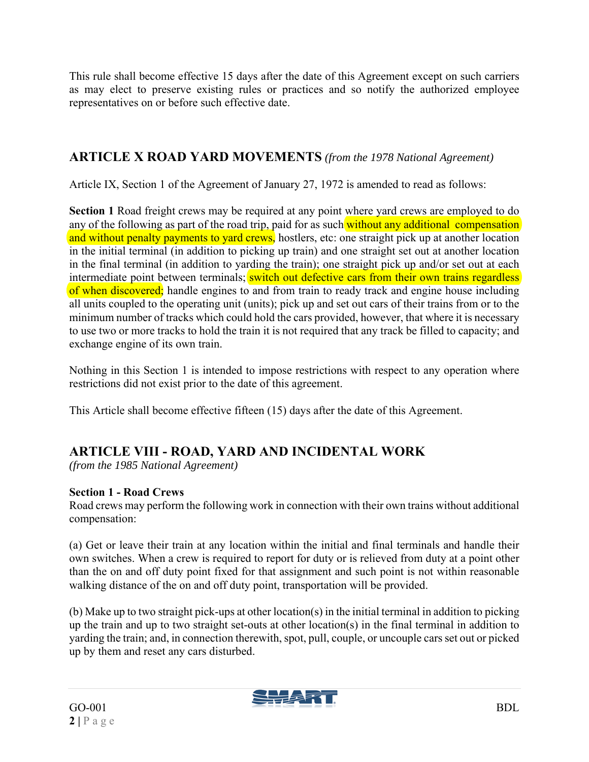This rule shall become effective 15 days after the date of this Agreement except on such carriers as may elect to preserve existing rules or practices and so notify the authorized employee representatives on or before such effective date.

## ARTICLE X ROAD YARD MOVEMENTS *(from the 1978 National Agreement)*

Article IX, Section 1 of the Agreement of January 27, 1972 is amended to read as follows:

**Section 1** Road freight crews may be required at any point where yard crews are employed to do any of the following as part of the road trip, paid for as such without any additional compensation and without penalty payments to yard crews, hostlers, etc: one straight pick up at another location in the initial terminal (in addition to picking up train) and one straight set out at another location in the final terminal (in addition to yarding the train); one straight pick up and/or set out at each intermediate point between terminals; switch out defective cars from their own trains regardless of when discovered; handle engines to and from train to ready track and engine house including all units coupled to the operating unit (units); pick up and set out cars of their trains from or to the minimum number of tracks which could hold the cars provided, however, that where it is necessary to use two or more tracks to hold the train it is not required that any track be filled to capacity; and exchange engine of its own train.

Nothing in this Section 1 is intended to impose restrictions with respect to any operation where restrictions did not exist prior to the date of this agreement.

This Article shall become effective fifteen (15) days after the date of this Agreement.

## ARTICLE VIII - ROAD, YARD AND INCIDENTAL WORK

*(from the 1985 National Agreement)*

### Section 1 - Road Crews

Road crews may perform the following work in connection with their own trains without additional compensation:

(a) Get or leave their train at any location within the initial and final terminals and handle their own switches. When a crew is required to report for duty or is relieved from duty at a point other than the on and off duty point fixed for that assignment and such point is not within reasonable walking distance of the on and off duty point, transportation will be provided.

(b) Make up to two straight pick-ups at other location(s) in the initial terminal in addition to picking up the train and up to two straight set-outs at other location(s) in the final terminal in addition to yarding the train; and, in connection therewith, spot, pull, couple, or uncouple cars set out or picked up by them and reset any cars disturbed.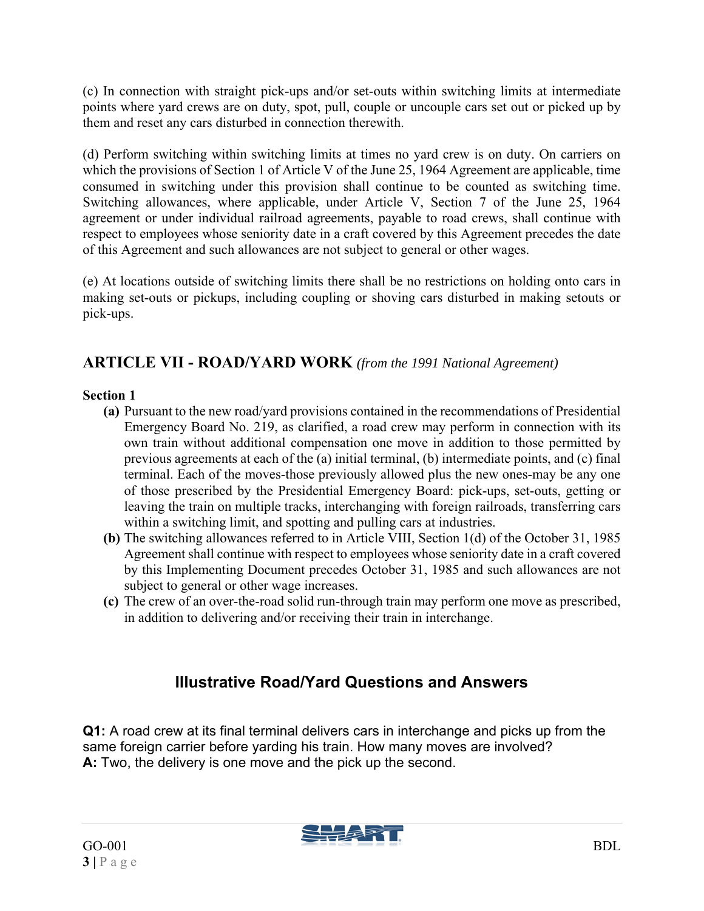(c) In connection with straight pick-ups and/or set-outs within switching limits at intermediate points where yard crews are on duty, spot, pull, couple or uncouple cars set out or picked up by them and reset any cars disturbed in connection therewith.

(d) Perform switching within switching limits at times no yard crew is on duty. On carriers on which the provisions of Section 1 of Article V of the June 25, 1964 Agreement are applicable, time consumed in switching under this provision shall continue to be counted as switching time. Switching allowances, where applicable, under Article V, Section 7 of the June 25, 1964 agreement or under individual railroad agreements, payable to road crews, shall continue with respect to employees whose seniority date in a craft covered by this Agreement precedes the date of this Agreement and such allowances are not subject to general or other wages.

(e) At locations outside of switching limits there shall be no restrictions on holding onto cars in making set-outs or pickups, including coupling or shoving cars disturbed in making setouts or pick-ups.

## ARTICLE VII - ROAD/YARD WORK *(from the 1991 National Agreement)*

**Section 1**

- **(a)** Pursuant to the new road/yard provisions contained in the recommendations of Presidential Emergency Board No. 219, as clarified, a road crew may perform in connection with its own train without additional compensation one move in addition to those permitted by previous agreements at each of the (a) initial terminal, (b) intermediate points, and (c) final terminal. Each of the moves-those previously allowed plus the new ones-may be any one of those prescribed by the Presidential Emergency Board: pick-ups, set-outs, getting or leaving the train on multiple tracks, interchanging with foreign railroads, transferring cars within a switching limit, and spotting and pulling cars at industries.
- **(b)** The switching allowances referred to in Article VIII, Section 1(d) of the October 31, 1985 Agreement shall continue with respect to employees whose seniority date in a craft covered by this Implementing Document precedes October 31, 1985 and such allowances are not subject to general or other wage increases.
- **(c)** The crew of an over-the-road solid run-through train may perform one move as prescribed, in addition to delivering and/or receiving their train in interchange.

## Illustrative Road/Yard Questions and Answers

**Q1:** A road crew at its final terminal delivers cars in interchange and picks up from the same foreign carrier before yarding his train. How many moves are involved?
**A:** Two, the delivery is one move and the pick up the second.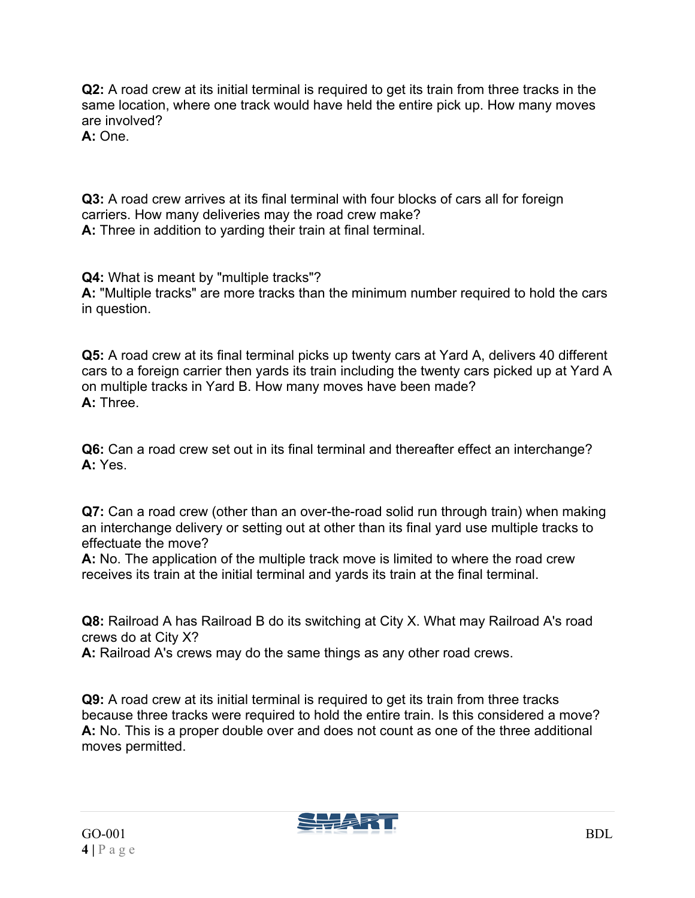**Q2:** A road crew at its initial terminal is required to get its train from three tracks in the same location, where one track would have held the entire pick up. How many moves are involved?
**A:** One.

**Q3:** A road crew arrives at its final terminal with four blocks of cars all for foreign carriers. How many deliveries may the road crew make?
**A:** Three in addition to yarding their train at final terminal.

**Q4:** What is meant by "multiple tracks"?
**A:** "Multiple tracks" are more tracks than the minimum number required to hold the cars in question.

**Q5:** A road crew at its final terminal picks up twenty cars at Yard A, delivers 40 different cars to a foreign carrier then yards its train including the twenty cars picked up at Yard A on multiple tracks in Yard B. How many moves have been made?
**A:** Three.

**Q6:** Can a road crew set out in its final terminal and thereafter effect an interchange?
**A:** Yes.

**Q7:** Can a road crew (other than an over-the-road solid run through train) when making an interchange delivery or setting out at other than its final yard use multiple tracks to effectuate the move?
**A:** No. The application of the multiple track move is limited to where the road crew receives its train at the initial terminal and yards its train at the final terminal.

**Q8:** Railroad A has Railroad B do its switching at City X. What may Railroad A's road crews do at City X?
**A:** Railroad A's crews may do the same things as any other road crews.

**Q9:** A road crew at its initial terminal is required to get its train from three tracks because three tracks were required to hold the entire train. Is this considered a move?
**A:** No. This is a proper double over and does not count as one of the three additional moves permitted.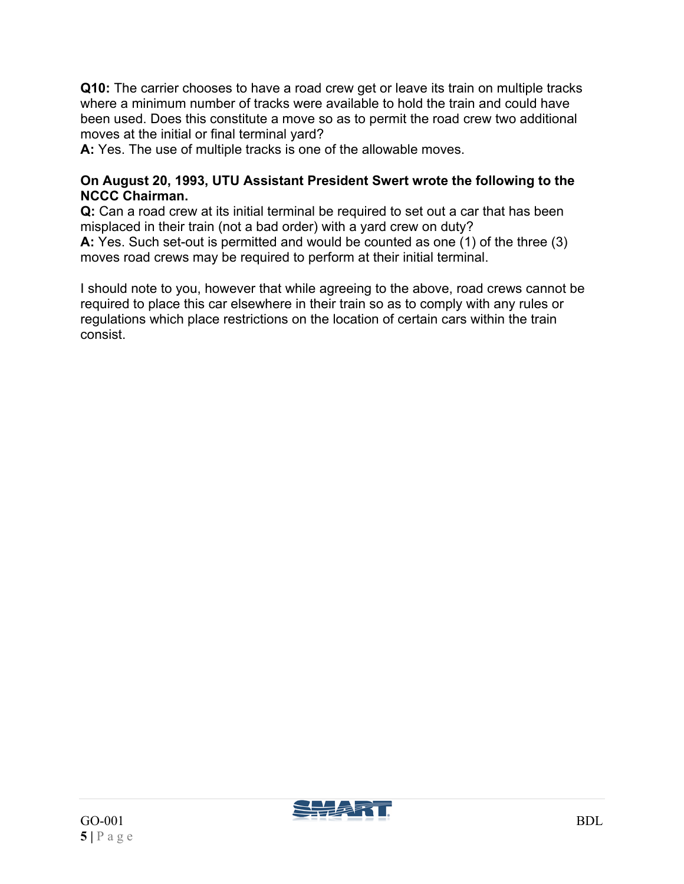**Q10:** The carrier chooses to have a road crew get or leave its train on multiple tracks where a minimum number of tracks were available to hold the train and could have been used. Does this constitute a move so as to permit the road crew two additional moves at the initial or final terminal yard?
**A:** Yes. The use of multiple tracks is one of the allowable moves.

**On August 20, 1993, UTU Assistant President Swert wrote the following to the NCCC Chairman.**
**Q:** Can a road crew at its initial terminal be required to set out a car that has been misplaced in their train (not a bad order) with a yard crew on duty?
**A:** Yes. Such set-out is permitted and would be counted as one (1) of the three (3) moves road crews may be required to perform at their initial terminal.

I should note to you, however that while agreeing to the above, road crews cannot be required to place this car elsewhere in their train so as to comply with any rules or regulations which place restrictions on the location of certain cars within the train consist.